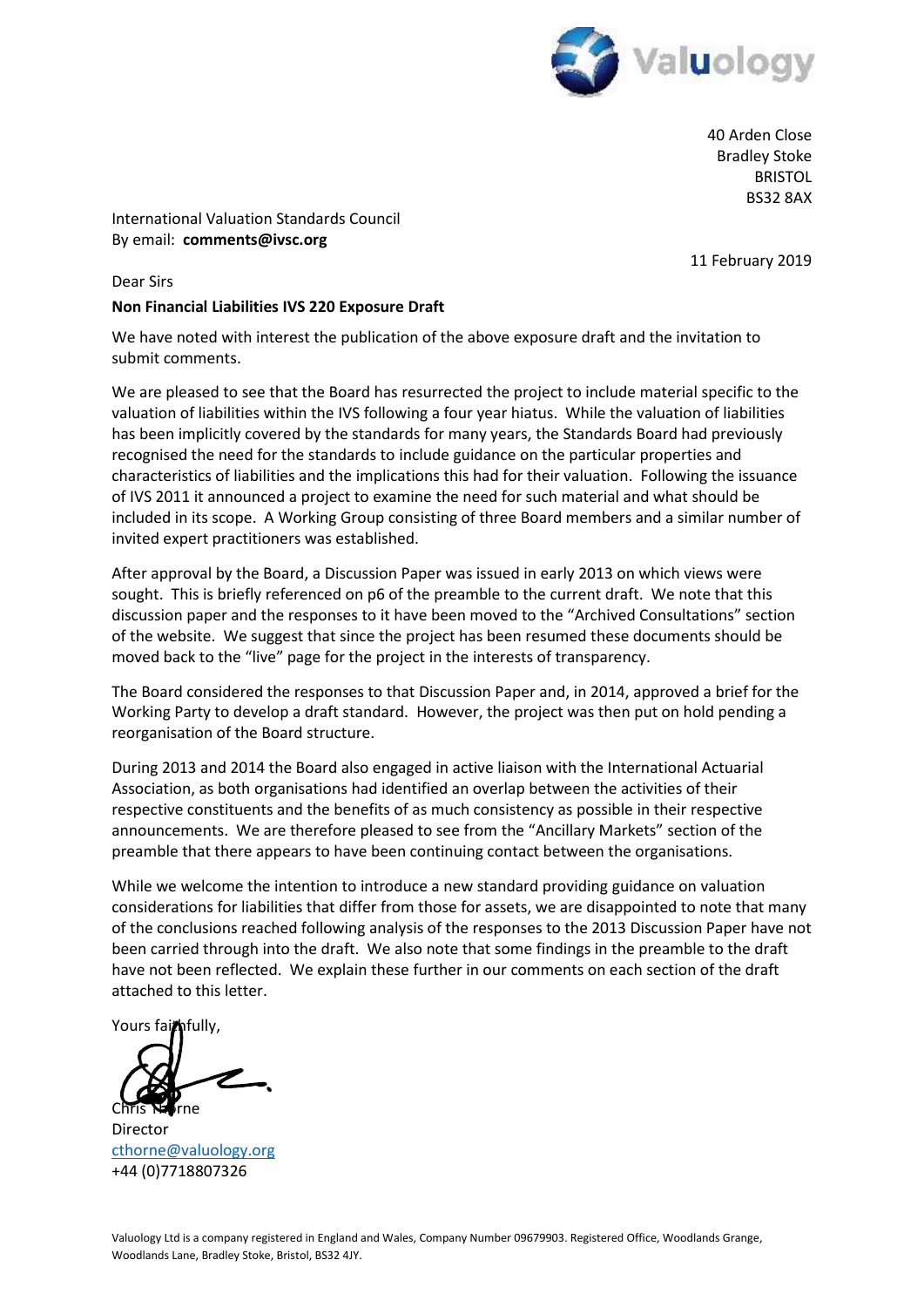40 Arden Close
Bradley Stoke
BRISTOL
BS32 8AX

International Valuation Standards Council
By email: **comments@ivsc.org**

11 February 2019

Dear Sirs

**Non Financial Liabilities IVS 220 Exposure Draft**

We have noted with interest the publication of the above exposure draft and the invitation to submit comments.

We are pleased to see that the Board has resurrected the project to include material specific to the valuation of liabilities within the IVS following a four year hiatus. While the valuation of liabilities has been implicitly covered by the standards for many years, the Standards Board had previously recognised the need for the standards to include guidance on the particular properties and characteristics of liabilities and the implications this had for their valuation. Following the issuance of IVS 2011 it announced a project to examine the need for such material and what should be included in its scope. A Working Group consisting of three Board members and a similar number of invited expert practitioners was established.

After approval by the Board, a Discussion Paper was issued in early 2013 on which views were sought. This is briefly referenced on p6 of the preamble to the current draft. We note that this discussion paper and the responses to it have been moved to the "Archived Consultations" section of the website. We suggest that since the project has been resumed these documents should be moved back to the "live" page for the project in the interests of transparency.

The Board considered the responses to that Discussion Paper and, in 2014, approved a brief for the Working Party to develop a draft standard. However, the project was then put on hold pending a reorganisation of the Board structure.

During 2013 and 2014 the Board also engaged in active liaison with the International Actuarial Association, as both organisations had identified an overlap between the activities of their respective constituents and the benefits of as much consistency as possible in their respective announcements. We are therefore pleased to see from the "Ancillary Markets" section of the preamble that there appears to have been continuing contact between the organisations.

While we welcome the intention to introduce a new standard providing guidance on valuation considerations for liabilities that differ from those for assets, we are disappointed to note that many of the conclusions reached following analysis of the responses to the 2013 Discussion Paper have not been carried through into the draft. We also note that some findings in the preamble to the draft have not been reflected. We explain these further in our comments on each section of the draft attached to this letter.

Yours faithfully,

Chris Thorne
Director
cthorne@valuology.org
+44 (0)7718807326

Valuology Ltd is a company registered in England and Wales, Company Number 09679903. Registered Office, Woodlands Grange, Woodlands Lane, Bradley Stoke, Bristol, BS32 4JY.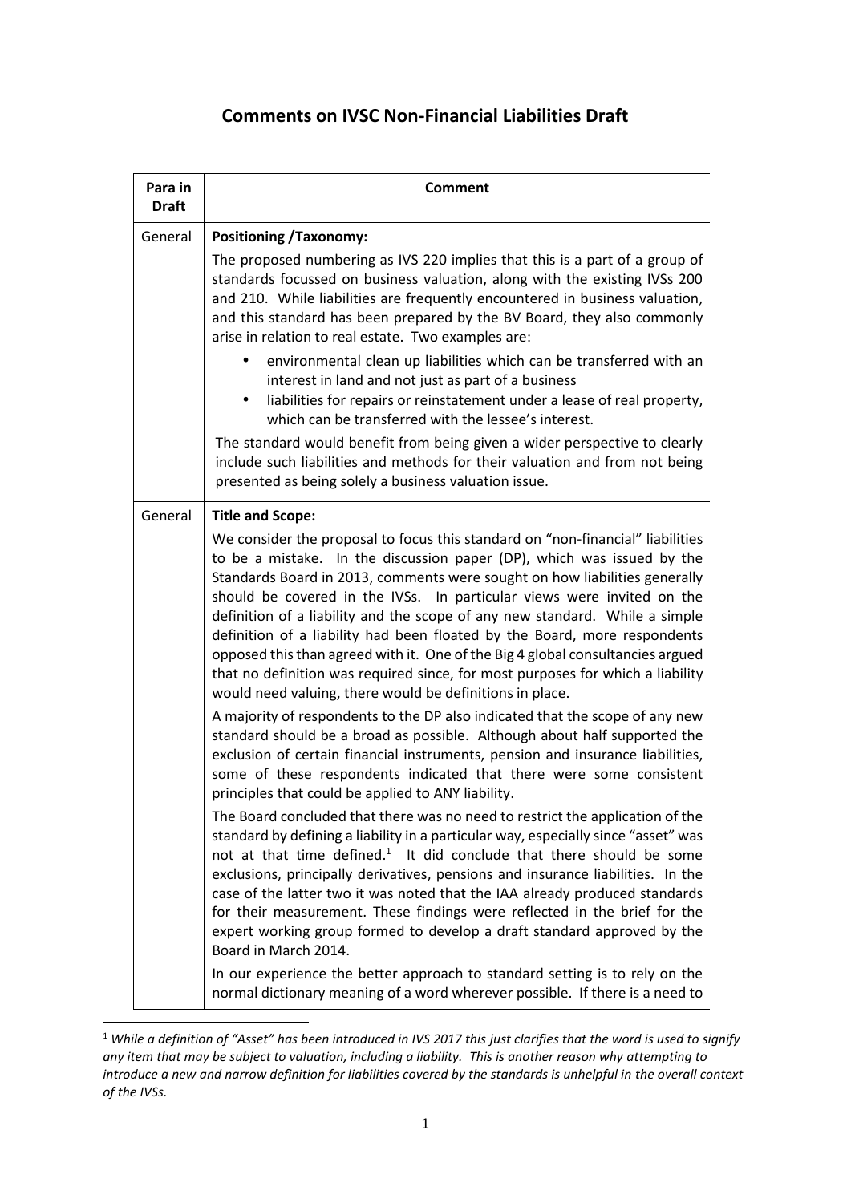# Comments on IVSC Non-Financial Liabilities Draft

| Para in Draft | Comment |
|---|---|
| General | **Positioning /Taxonomy:**<br>The proposed numbering as IVS 220 implies that this is a part of a group of standards focussed on business valuation, along with the existing IVSs 200 and 210. While liabilities are frequently encountered in business valuation, and this standard has been prepared by the BV Board, they also commonly arise in relation to real estate. Two examples are:<br>• environmental clean up liabilities which can be transferred with an interest in land and not just as part of a business<br>• liabilities for repairs or reinstatement under a lease of real property, which can be transferred with the lessee's interest.<br>The standard would benefit from being given a wider perspective to clearly include such liabilities and methods for their valuation and from not being presented as being solely a business valuation issue. |
| General | **Title and Scope:**<br>We consider the proposal to focus this standard on "non-financial" liabilities to be a mistake. In the discussion paper (DP), which was issued by the Standards Board in 2013, comments were sought on how liabilities generally should be covered in the IVSs. In particular views were invited on the definition of a liability and the scope of any new standard. While a simple definition of a liability had been floated by the Board, more respondents opposed this than agreed with it. One of the Big 4 global consultancies argued that no definition was required since, for most purposes for which a liability would need valuing, there would be definitions in place.<br>A majority of respondents to the DP also indicated that the scope of any new standard should be a broad as possible. Although about half supported the exclusion of certain financial instruments, pension and insurance liabilities, some of these respondents indicated that there were some consistent principles that could be applied to ANY liability.<br>The Board concluded that there was no need to restrict the application of the standard by defining a liability in a particular way, especially since "asset" was not at that time defined.[1] It did conclude that there should be some exclusions, principally derivatives, pensions and insurance liabilities. In the case of the latter two it was noted that the IAA already produced standards for their measurement. These findings were reflected in the brief for the expert working group formed to develop a draft standard approved by the Board in March 2014.<br>In our experience the better approach to standard setting is to rely on the normal dictionary meaning of a word wherever possible. If there is a need to |

[1] *While a definition of "Asset" has been introduced in IVS 2017 this just clarifies that the word is used to signify any item that may be subject to valuation, including a liability. This is another reason why attempting to introduce a new and narrow definition for liabilities covered by the standards is unhelpful in the overall context of the IVSs.*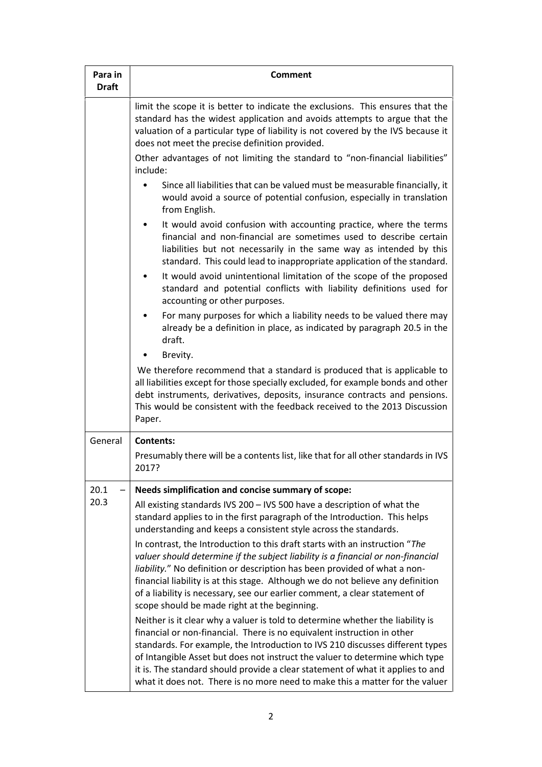| Para in Draft | Comment |
|---|---|
| | limit the scope it is better to indicate the exclusions. This ensures that the standard has the widest application and avoids attempts to argue that the valuation of a particular type of liability is not covered by the IVS because it does not meet the precise definition provided.<br><br>Other advantages of not limiting the standard to "non-financial liabilities" include:<br><br>• Since all liabilities that can be valued must be measurable financially, it would avoid a source of potential confusion, especially in translation from English.<br>• It would avoid confusion with accounting practice, where the terms financial and non-financial are sometimes used to describe certain liabilities but not necessarily in the same way as intended by this standard. This could lead to inappropriate application of the standard.<br>• It would avoid unintentional limitation of the scope of the proposed standard and potential conflicts with liability definitions used for accounting or other purposes.<br>• For many purposes for which a liability needs to be valued there may already be a definition in place, as indicated by paragraph 20.5 in the draft.<br>• Brevity.<br><br>We therefore recommend that a standard is produced that is applicable to all liabilities except for those specially excluded, for example bonds and other debt instruments, derivatives, deposits, insurance contracts and pensions. This would be consistent with the feedback received to the 2013 Discussion Paper. |
| General | **Contents:**<br><br>Presumably there will be a contents list, like that for all other standards in IVS 2017? |
| 20.1 – 20.3 | **Needs simplification and concise summary of scope:**<br><br>All existing standards IVS 200 – IVS 500 have a description of what the standard applies to in the first paragraph of the Introduction. This helps understanding and keeps a consistent style across the standards.<br><br>In contrast, the Introduction to this draft starts with an instruction "*The valuer should determine if the subject liability is a financial or non-financial liability.*" No definition or description has been provided of what a non-financial liability is at this stage. Although we do not believe any definition of a liability is necessary, see our earlier comment, a clear statement of scope should be made right at the beginning.<br><br>Neither is it clear why a valuer is told to determine whether the liability is financial or non-financial. There is no equivalent instruction in other standards. For example, the Introduction to IVS 210 discusses different types of Intangible Asset but does not instruct the valuer to determine which type it is. The standard should provide a clear statement of what it applies to and what it does not. There is no more need to make this a matter for the valuer |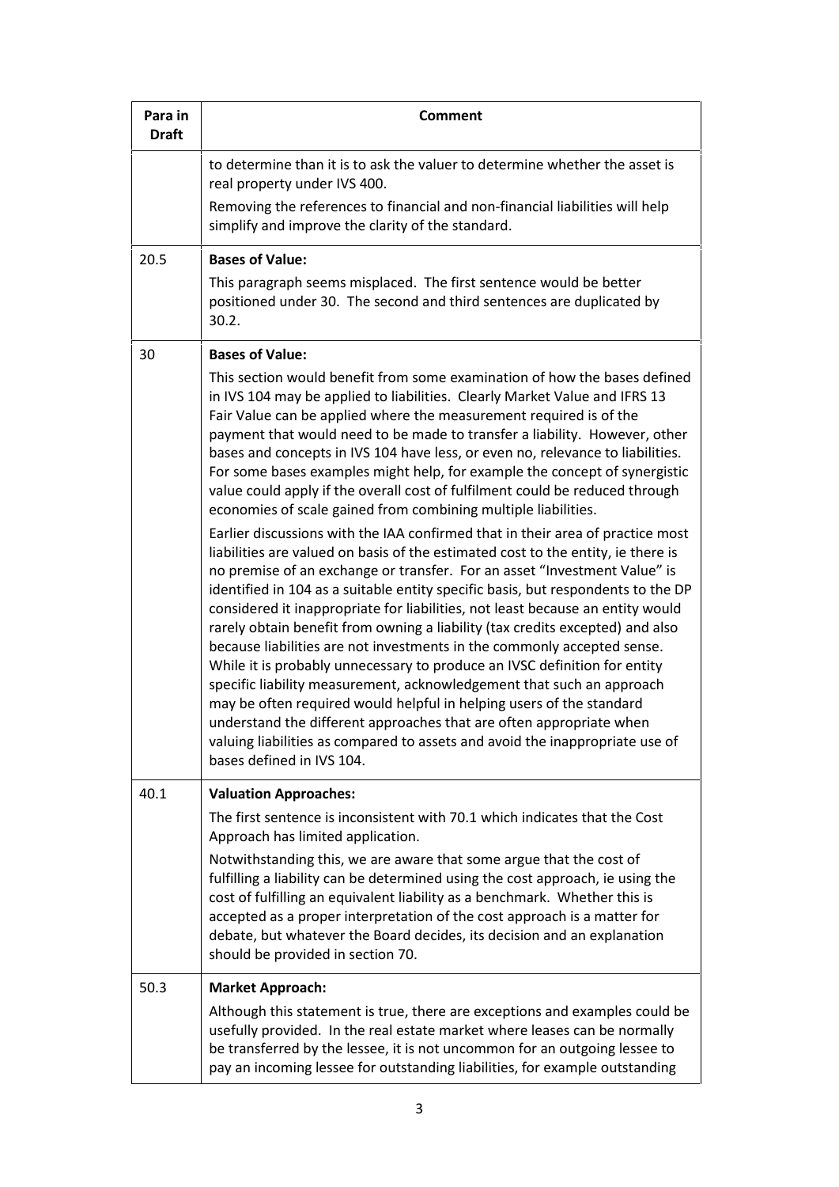| Para in Draft | Comment |
|---|---|
| | to determine than it is to ask the valuer to determine whether the asset is real property under IVS 400.<br><br>Removing the references to financial and non-financial liabilities will help simplify and improve the clarity of the standard. |
| 20.5 | **Bases of Value:**<br><br>This paragraph seems misplaced. The first sentence would be better positioned under 30. The second and third sentences are duplicated by 30.2. |
| 30 | **Bases of Value:**<br><br>This section would benefit from some examination of how the bases defined in IVS 104 may be applied to liabilities. Clearly Market Value and IFRS 13 Fair Value can be applied where the measurement required is of the payment that would need to be made to transfer a liability. However, other bases and concepts in IVS 104 have less, or even no, relevance to liabilities. For some bases examples might help, for example the concept of synergistic value could apply if the overall cost of fulfilment could be reduced through economies of scale gained from combining multiple liabilities.<br><br>Earlier discussions with the IAA confirmed that in their area of practice most liabilities are valued on basis of the estimated cost to the entity, ie there is no premise of an exchange or transfer. For an asset "Investment Value" is identified in 104 as a suitable entity specific basis, but respondents to the DP considered it inappropriate for liabilities, not least because an entity would rarely obtain benefit from owning a liability (tax credits excepted) and also because liabilities are not investments in the commonly accepted sense. While it is probably unnecessary to produce an IVSC definition for entity specific liability measurement, acknowledgement that such an approach may be often required would helpful in helping users of the standard understand the different approaches that are often appropriate when valuing liabilities as compared to assets and avoid the inappropriate use of bases defined in IVS 104. |
| 40.1 | **Valuation Approaches:**<br><br>The first sentence is inconsistent with 70.1 which indicates that the Cost Approach has limited application.<br><br>Notwithstanding this, we are aware that some argue that the cost of fulfilling a liability can be determined using the cost approach, ie using the cost of fulfilling an equivalent liability as a benchmark. Whether this is accepted as a proper interpretation of the cost approach is a matter for debate, but whatever the Board decides, its decision and an explanation should be provided in section 70. |
| 50.3 | **Market Approach:**<br><br>Although this statement is true, there are exceptions and examples could be usefully provided. In the real estate market where leases can be normally be transferred by the lessee, it is not uncommon for an outgoing lessee to pay an incoming lessee for outstanding liabilities, for example outstanding |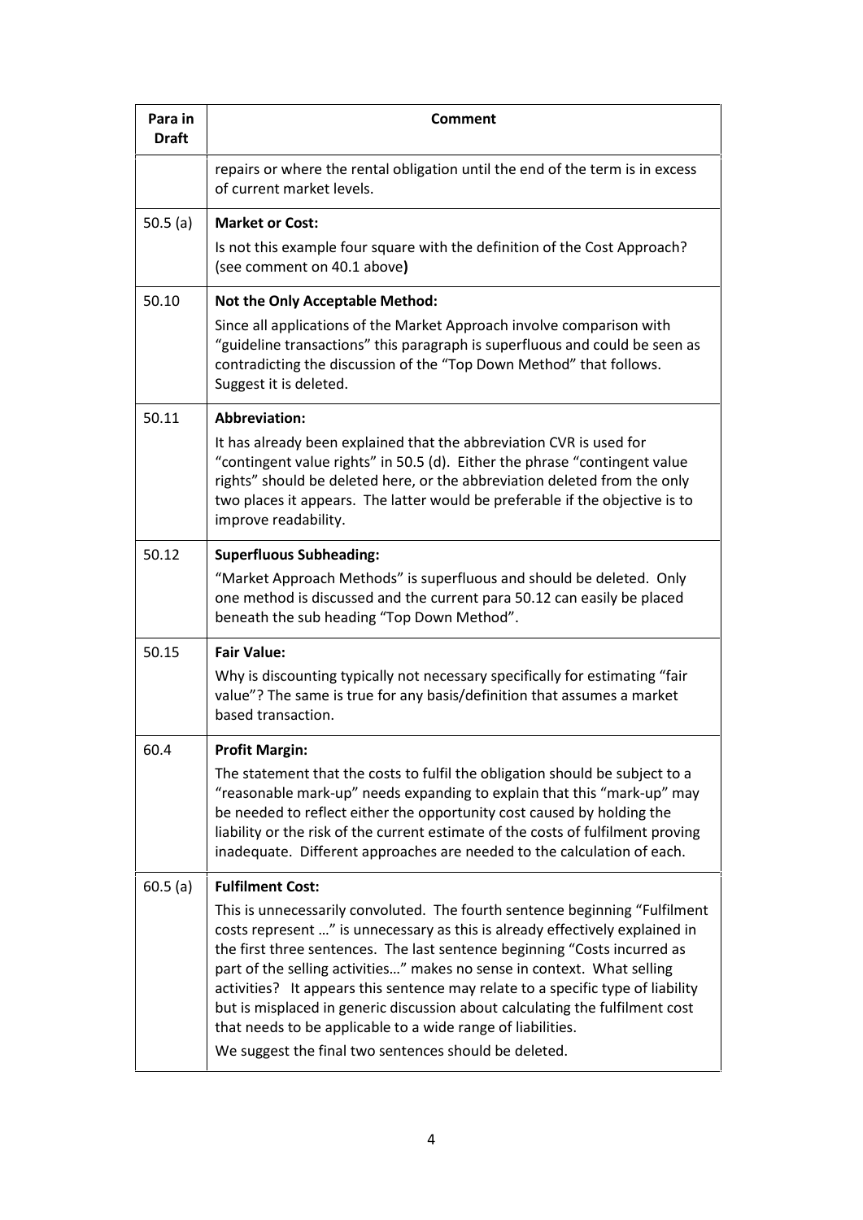| Para in Draft | Comment |
|---|---|
| | repairs or where the rental obligation until the end of the term is in excess of current market levels. |
| 50.5 (a) | **Market or Cost:**<br>Is not this example four square with the definition of the Cost Approach? (see comment on 40.1 above**)** |
| 50.10 | **Not the Only Acceptable Method:**<br>Since all applications of the Market Approach involve comparison with "guideline transactions" this paragraph is superfluous and could be seen as contradicting the discussion of the "Top Down Method" that follows. Suggest it is deleted. |
| 50.11 | **Abbreviation:**<br>It has already been explained that the abbreviation CVR is used for "contingent value rights" in 50.5 (d). Either the phrase "contingent value rights" should be deleted here, or the abbreviation deleted from the only two places it appears. The latter would be preferable if the objective is to improve readability. |
| 50.12 | **Superfluous Subheading:**<br>"Market Approach Methods" is superfluous and should be deleted. Only one method is discussed and the current para 50.12 can easily be placed beneath the sub heading "Top Down Method". |
| 50.15 | **Fair Value:**<br>Why is discounting typically not necessary specifically for estimating "fair value"? The same is true for any basis/definition that assumes a market based transaction. |
| 60.4 | **Profit Margin:**<br>The statement that the costs to fulfil the obligation should be subject to a "reasonable mark-up" needs expanding to explain that this "mark-up" may be needed to reflect either the opportunity cost caused by holding the liability or the risk of the current estimate of the costs of fulfilment proving inadequate. Different approaches are needed to the calculation of each. |
| 60.5 (a) | **Fulfilment Cost:**<br>This is unnecessarily convoluted. The fourth sentence beginning "Fulfilment costs represent …" is unnecessary as this is already effectively explained in the first three sentences. The last sentence beginning "Costs incurred as part of the selling activities…" makes no sense in context. What selling activities? It appears this sentence may relate to a specific type of liability but is misplaced in generic discussion about calculating the fulfilment cost that needs to be applicable to a wide range of liabilities.<br>We suggest the final two sentences should be deleted. |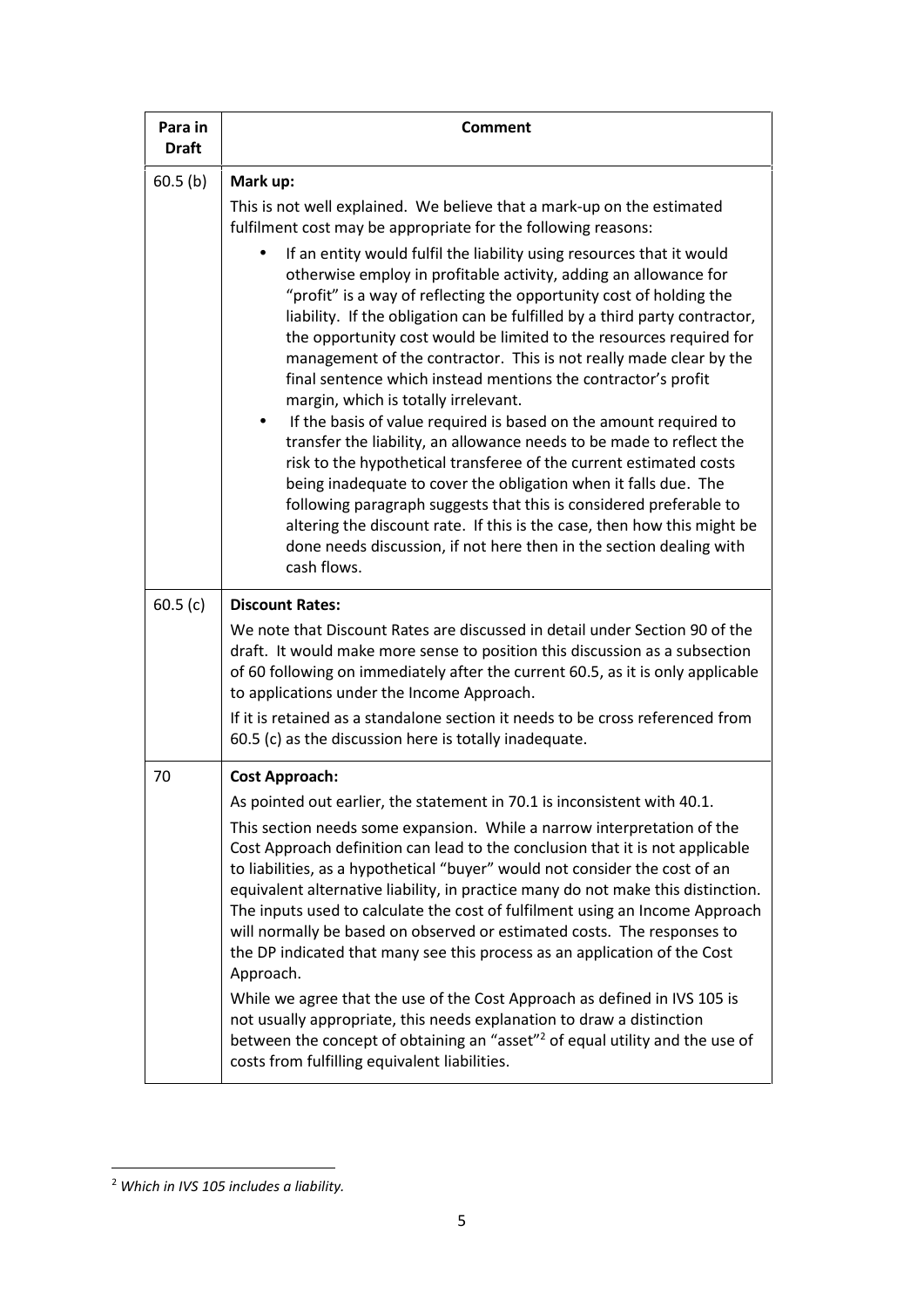| Para in Draft | Comment |
|---|---|
| 60.5 (b) | **Mark up:**<br>This is not well explained. We believe that a mark-up on the estimated fulfilment cost may be appropriate for the following reasons:<br>• If an entity would fulfil the liability using resources that it would otherwise employ in profitable activity, adding an allowance for "profit" is a way of reflecting the opportunity cost of holding the liability. If the obligation can be fulfilled by a third party contractor, the opportunity cost would be limited to the resources required for management of the contractor. This is not really made clear by the final sentence which instead mentions the contractor's profit margin, which is totally irrelevant.<br>• If the basis of value required is based on the amount required to transfer the liability, an allowance needs to be made to reflect the risk to the hypothetical transferee of the current estimated costs being inadequate to cover the obligation when it falls due. The following paragraph suggests that this is considered preferable to altering the discount rate. If this is the case, then how this might be done needs discussion, if not here then in the section dealing with cash flows. |
| 60.5 (c) | **Discount Rates:**<br>We note that Discount Rates are discussed in detail under Section 90 of the draft. It would make more sense to position this discussion as a subsection of 60 following on immediately after the current 60.5, as it is only applicable to applications under the Income Approach.<br>If it is retained as a standalone section it needs to be cross referenced from 60.5 (c) as the discussion here is totally inadequate. |
| 70 | **Cost Approach:**<br>As pointed out earlier, the statement in 70.1 is inconsistent with 40.1.<br>This section needs some expansion. While a narrow interpretation of the Cost Approach definition can lead to the conclusion that it is not applicable to liabilities, as a hypothetical "buyer" would not consider the cost of an equivalent alternative liability, in practice many do not make this distinction. The inputs used to calculate the cost of fulfilment using an Income Approach will normally be based on observed or estimated costs. The responses to the DP indicated that many see this process as an application of the Cost Approach.<br>While we agree that the use of the Cost Approach as defined in IVS 105 is not usually appropriate, this needs explanation to draw a distinction between the concept of obtaining an "asset"[2] of equal utility and the use of costs from fulfilling equivalent liabilities. |

[2] *Which in IVS 105 includes a liability.*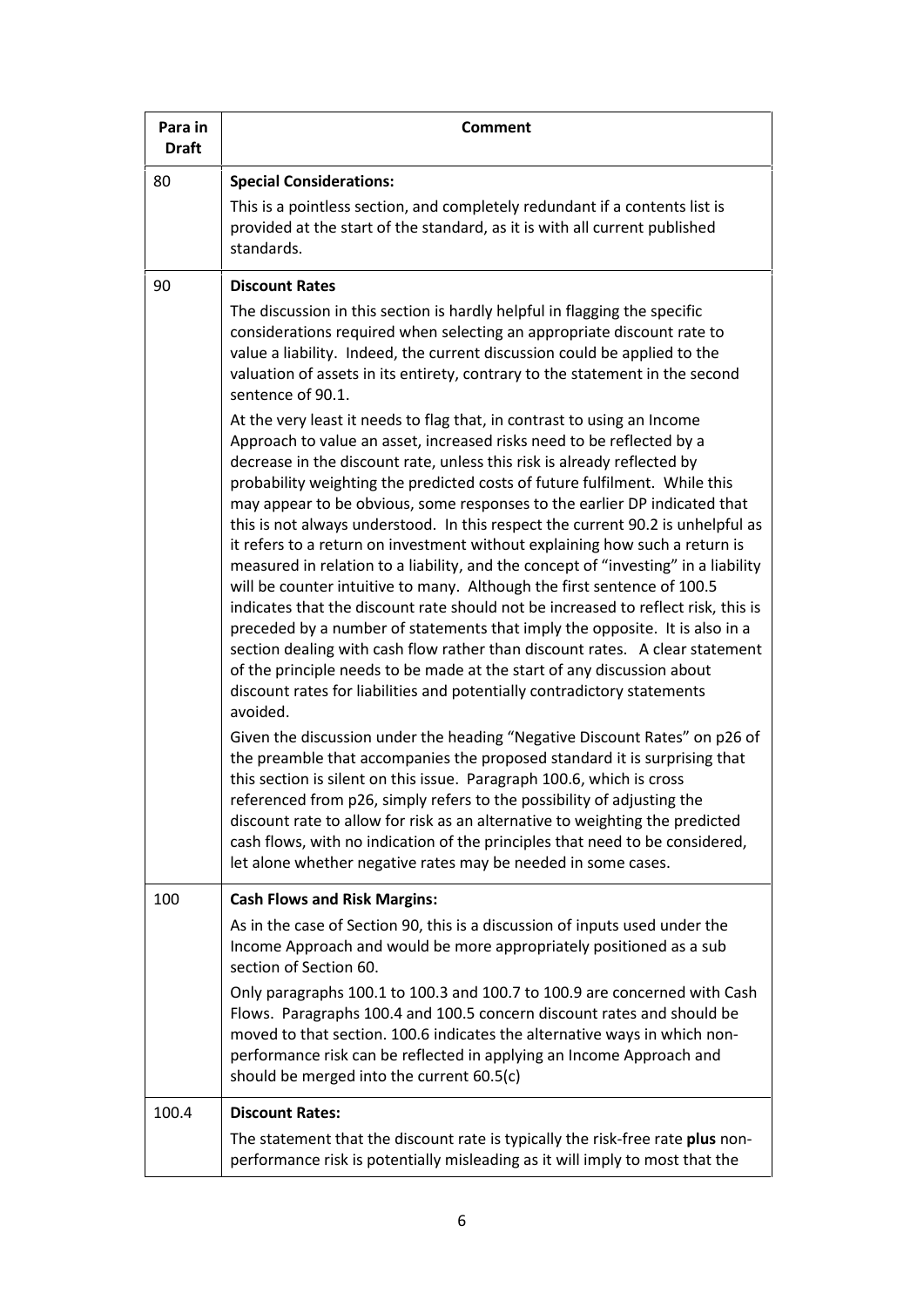| Para in Draft | Comment |
| --- | --- |
| 80 | **Special Considerations:**<br>This is a pointless section, and completely redundant if a contents list is provided at the start of the standard, as it is with all current published standards. |
| 90 | **Discount Rates**<br>The discussion in this section is hardly helpful in flagging the specific considerations required when selecting an appropriate discount rate to value a liability. Indeed, the current discussion could be applied to the valuation of assets in its entirety, contrary to the statement in the second sentence of 90.1.<br>At the very least it needs to flag that, in contrast to using an Income Approach to value an asset, increased risks need to be reflected by a decrease in the discount rate, unless this risk is already reflected by probability weighting the predicted costs of future fulfilment. While this may appear to be obvious, some responses to the earlier DP indicated that this is not always understood. In this respect the current 90.2 is unhelpful as it refers to a return on investment without explaining how such a return is measured in relation to a liability, and the concept of "investing" in a liability will be counter intuitive to many. Although the first sentence of 100.5 indicates that the discount rate should not be increased to reflect risk, this is preceded by a number of statements that imply the opposite. It is also in a section dealing with cash flow rather than discount rates. A clear statement of the principle needs to be made at the start of any discussion about discount rates for liabilities and potentially contradictory statements avoided.<br>Given the discussion under the heading "Negative Discount Rates" on p26 of the preamble that accompanies the proposed standard it is surprising that this section is silent on this issue. Paragraph 100.6, which is cross referenced from p26, simply refers to the possibility of adjusting the discount rate to allow for risk as an alternative to weighting the predicted cash flows, with no indication of the principles that need to be considered, let alone whether negative rates may be needed in some cases. |
| 100 | **Cash Flows and Risk Margins:**<br>As in the case of Section 90, this is a discussion of inputs used under the Income Approach and would be more appropriately positioned as a sub section of Section 60.<br>Only paragraphs 100.1 to 100.3 and 100.7 to 100.9 are concerned with Cash Flows. Paragraphs 100.4 and 100.5 concern discount rates and should be moved to that section. 100.6 indicates the alternative ways in which non-performance risk can be reflected in applying an Income Approach and should be merged into the current 60.5(c) |
| 100.4 | **Discount Rates:**<br>The statement that the discount rate is typically the risk-free rate **plus** non-performance risk is potentially misleading as it will imply to most that the |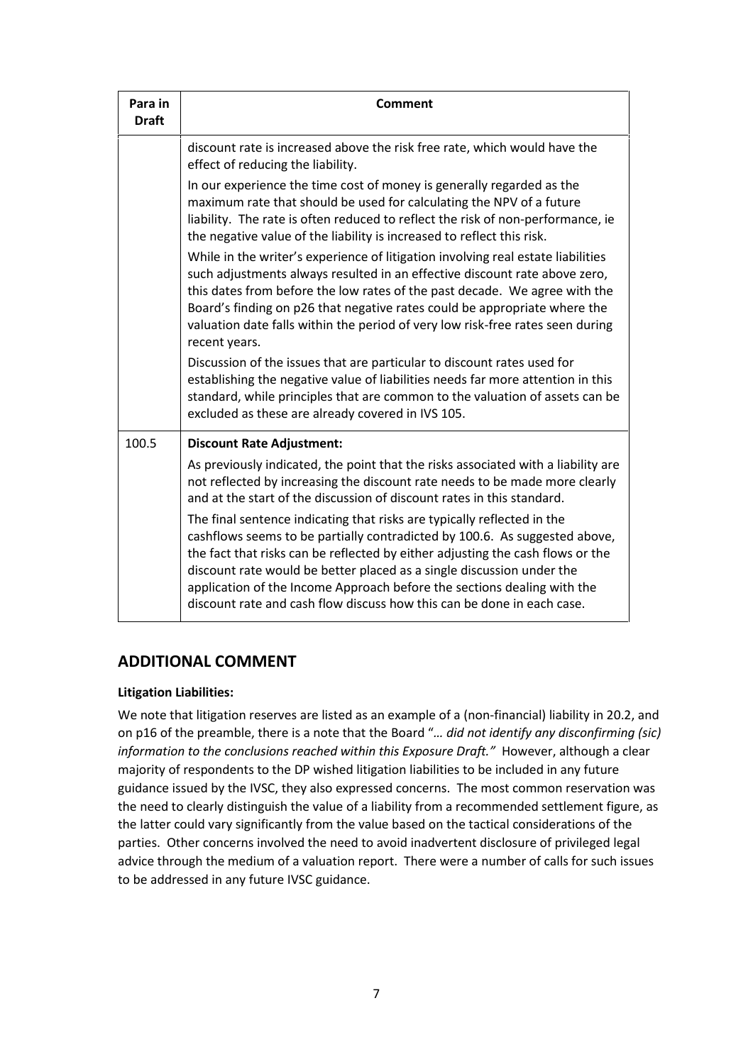| Para in Draft | Comment |
|---|---|
| | discount rate is increased above the risk free rate, which would have the effect of reducing the liability.<br><br>In our experience the time cost of money is generally regarded as the maximum rate that should be used for calculating the NPV of a future liability. The rate is often reduced to reflect the risk of non-performance, ie the negative value of the liability is increased to reflect this risk.<br><br>While in the writer's experience of litigation involving real estate liabilities such adjustments always resulted in an effective discount rate above zero, this dates from before the low rates of the past decade. We agree with the Board's finding on p26 that negative rates could be appropriate where the valuation date falls within the period of very low risk-free rates seen during recent years.<br><br>Discussion of the issues that are particular to discount rates used for establishing the negative value of liabilities needs far more attention in this standard, while principles that are common to the valuation of assets can be excluded as these are already covered in IVS 105. |
| 100.5 | **Discount Rate Adjustment:**<br><br>As previously indicated, the point that the risks associated with a liability are not reflected by increasing the discount rate needs to be made more clearly and at the start of the discussion of discount rates in this standard.<br><br>The final sentence indicating that risks are typically reflected in the cashflows seems to be partially contradicted by 100.6. As suggested above, the fact that risks can be reflected by either adjusting the cash flows or the discount rate would be better placed as a single discussion under the application of the Income Approach before the sections dealing with the discount rate and cash flow discuss how this can be done in each case. |

## ADDITIONAL COMMENT

**Litigation Liabilities:**

We note that litigation reserves are listed as an example of a (non-financial) liability in 20.2, and on p16 of the preamble, there is a note that the Board "*… did not identify any disconfirming (sic) information to the conclusions reached within this Exposure Draft."* However, although a clear majority of respondents to the DP wished litigation liabilities to be included in any future guidance issued by the IVSC, they also expressed concerns. The most common reservation was the need to clearly distinguish the value of a liability from a recommended settlement figure, as the latter could vary significantly from the value based on the tactical considerations of the parties. Other concerns involved the need to avoid inadvertent disclosure of privileged legal advice through the medium of a valuation report. There were a number of calls for such issues to be addressed in any future IVSC guidance.